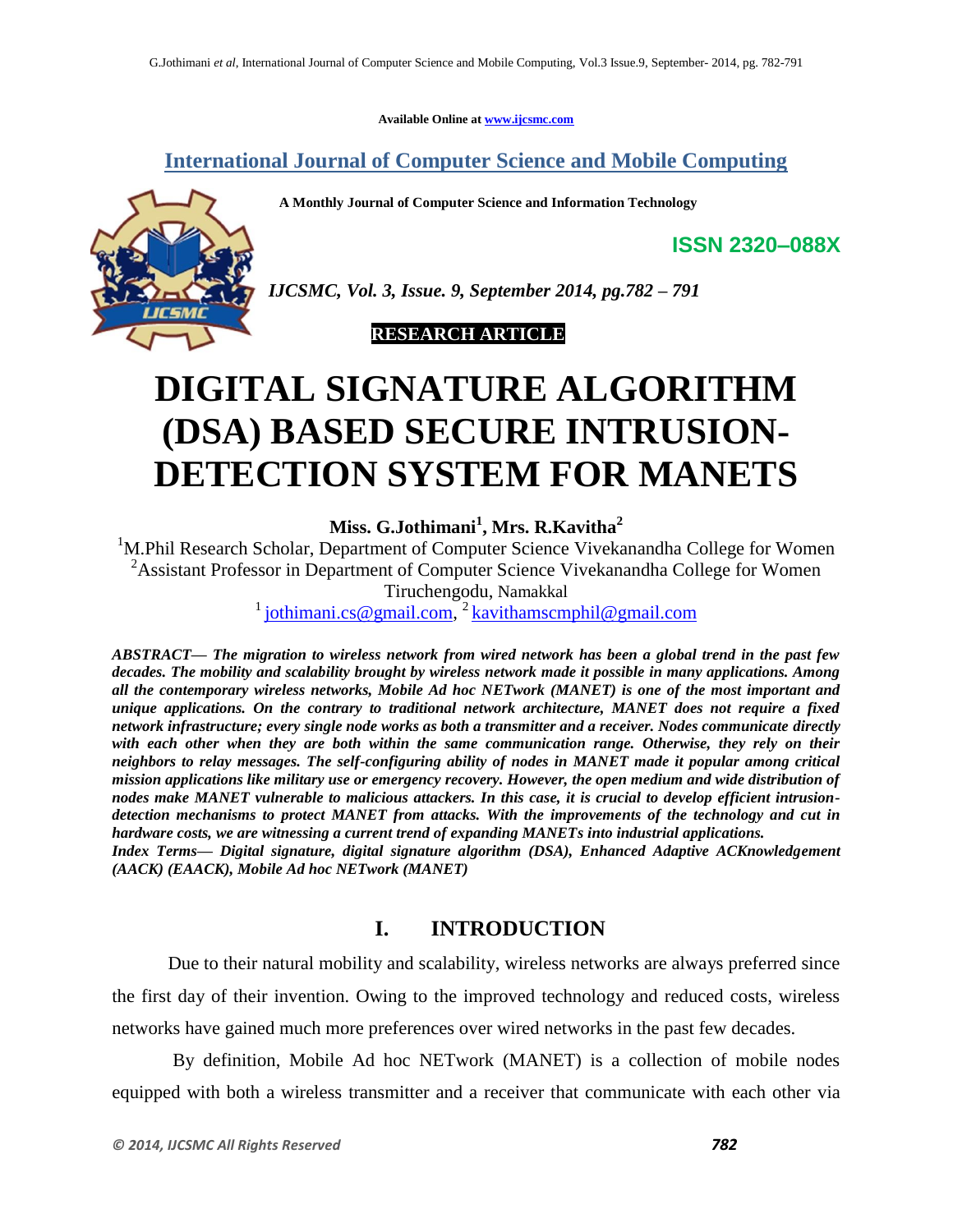Available Online at www.ijcsmc.com

## International Journal of Computer Science and Mobile Computing

**A Monthly Journal of Computer Science and Information Technology**

**ISSN 2320–088X**

*IJCSMC, Vol. 3, Issue. 9, September 2014, pg.782 – 791*

**RESEARCH ARTICLE**

# DIGITAL SIGNATURE ALGORITHM (DSA) BASED SECURE INTRUSION-DETECTION SYSTEM FOR MANETS

**Miss. G.Jothimani[1], Mrs. R.Kavitha[2]**

[1]M.Phil Research Scholar, Department of Computer Science Vivekanandha College for Women
[2]Assistant Professor in Department of Computer Science Vivekanandha College for Women
Tiruchengodu, Namakkal
[1] jothimani.cs@gmail.com, [2] kavithamscmphil@gmail.com

***ABSTRACT— The migration to wireless network from wired network has been a global trend in the past few decades. The mobility and scalability brought by wireless network made it possible in many applications. Among all the contemporary wireless networks, Mobile Ad hoc NETwork (MANET) is one of the most important and unique applications. On the contrary to traditional network architecture, MANET does not require a fixed network infrastructure; every single node works as both a transmitter and a receiver. Nodes communicate directly with each other when they are both within the same communication range. Otherwise, they rely on their neighbors to relay messages. The self-configuring ability of nodes in MANET made it popular among critical mission applications like military use or emergency recovery. However, the open medium and wide distribution of nodes make MANET vulnerable to malicious attackers. In this case, it is crucial to develop efficient intrusion-detection mechanisms to protect MANET from attacks. With the improvements of the technology and cut in hardware costs, we are witnessing a current trend of expanding MANETs into industrial applications.***

***Index Terms— Digital signature, digital signature algorithm (DSA), Enhanced Adaptive ACKnowledgement (AACK) (EAACK), Mobile Ad hoc NETwork (MANET)***

## I. INTRODUCTION

Due to their natural mobility and scalability, wireless networks are always preferred since the first day of their invention. Owing to the improved technology and reduced costs, wireless networks have gained much more preferences over wired networks in the past few decades.

By definition, Mobile Ad hoc NETwork (MANET) is a collection of mobile nodes equipped with both a wireless transmitter and a receiver that communicate with each other via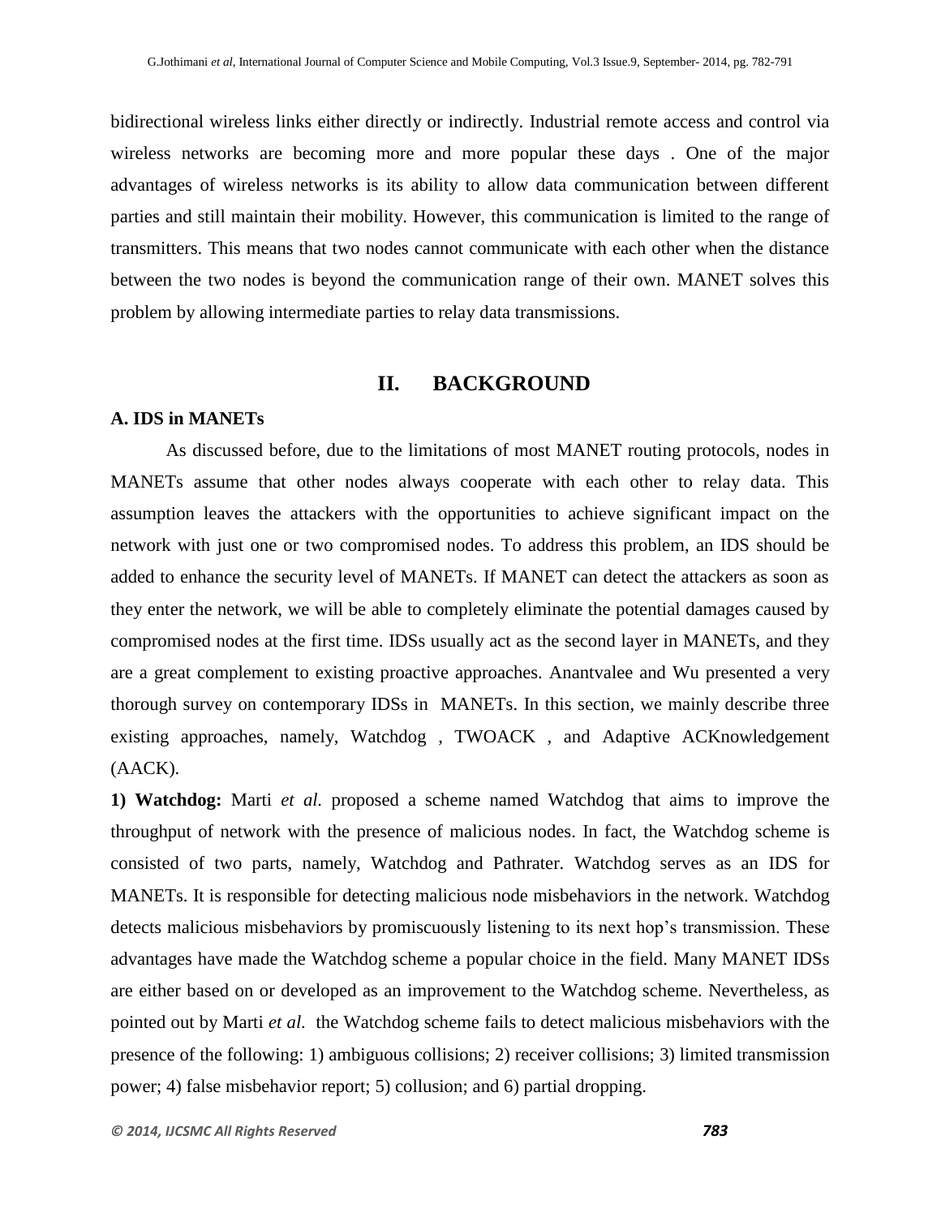bidirectional wireless links either directly or indirectly. Industrial remote access and control via wireless networks are becoming more and more popular these days . One of the major advantages of wireless networks is its ability to allow data communication between different parties and still maintain their mobility. However, this communication is limited to the range of transmitters. This means that two nodes cannot communicate with each other when the distance between the two nodes is beyond the communication range of their own. MANET solves this problem by allowing intermediate parties to relay data transmissions.

## II. BACKGROUND

### A. IDS in MANETs

As discussed before, due to the limitations of most MANET routing protocols, nodes in MANETs assume that other nodes always cooperate with each other to relay data. This assumption leaves the attackers with the opportunities to achieve significant impact on the network with just one or two compromised nodes. To address this problem, an IDS should be added to enhance the security level of MANETs. If MANET can detect the attackers as soon as they enter the network, we will be able to completely eliminate the potential damages caused by compromised nodes at the first time. IDSs usually act as the second layer in MANETs, and they are a great complement to existing proactive approaches. Anantvalee and Wu presented a very thorough survey on contemporary IDSs in MANETs. In this section, we mainly describe three existing approaches, namely, Watchdog , TWOACK , and Adaptive ACKnowledgement (AACK).

**1) Watchdog:** Marti *et al.* proposed a scheme named Watchdog that aims to improve the throughput of network with the presence of malicious nodes. In fact, the Watchdog scheme is consisted of two parts, namely, Watchdog and Pathrater. Watchdog serves as an IDS for MANETs. It is responsible for detecting malicious node misbehaviors in the network. Watchdog detects malicious misbehaviors by promiscuously listening to its next hop's transmission. These advantages have made the Watchdog scheme a popular choice in the field. Many MANET IDSs are either based on or developed as an improvement to the Watchdog scheme. Nevertheless, as pointed out by Marti *et al.* the Watchdog scheme fails to detect malicious misbehaviors with the presence of the following: 1) ambiguous collisions; 2) receiver collisions; 3) limited transmission power; 4) false misbehavior report; 5) collusion; and 6) partial dropping.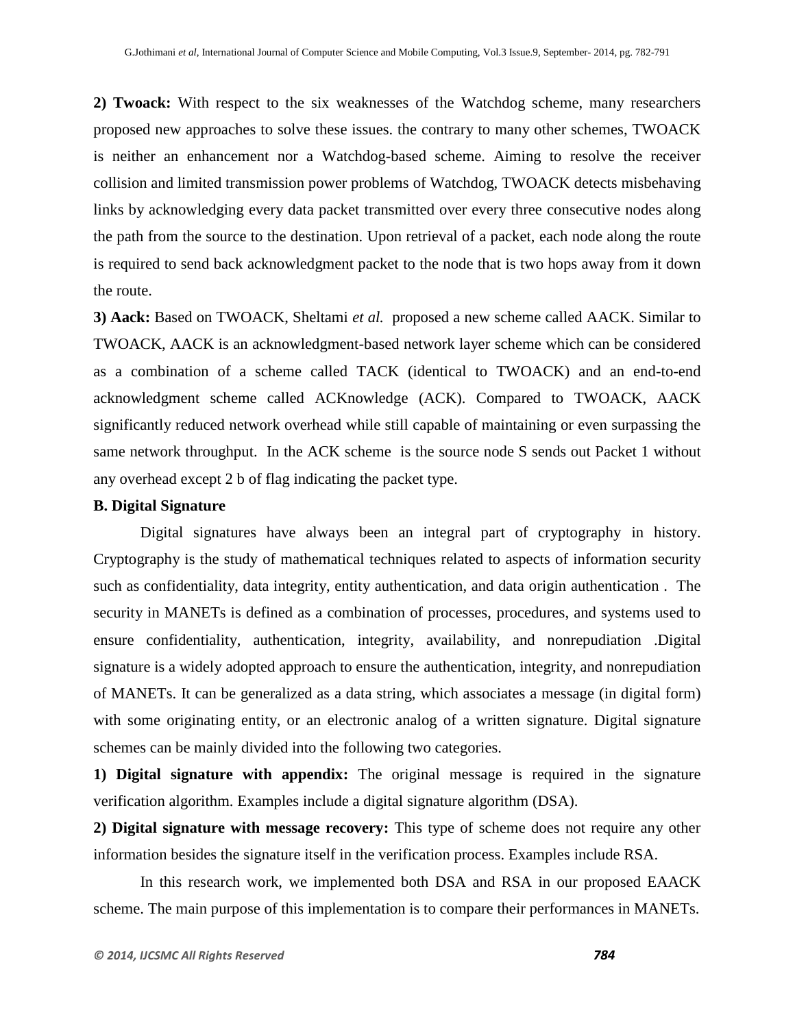**2) Twoack:** With respect to the six weaknesses of the Watchdog scheme, many researchers proposed new approaches to solve these issues. the contrary to many other schemes, TWOACK is neither an enhancement nor a Watchdog-based scheme. Aiming to resolve the receiver collision and limited transmission power problems of Watchdog, TWOACK detects misbehaving links by acknowledging every data packet transmitted over every three consecutive nodes along the path from the source to the destination. Upon retrieval of a packet, each node along the route is required to send back acknowledgment packet to the node that is two hops away from it down the route.

**3) Aack:** Based on TWOACK, Sheltami *et al.* proposed a new scheme called AACK. Similar to TWOACK, AACK is an acknowledgment-based network layer scheme which can be considered as a combination of a scheme called TACK (identical to TWOACK) and an end-to-end acknowledgment scheme called ACKnowledge (ACK). Compared to TWOACK, AACK significantly reduced network overhead while still capable of maintaining or even surpassing the same network throughput. In the ACK scheme is the source node S sends out Packet 1 without any overhead except 2 b of flag indicating the packet type.

### B. Digital Signature

Digital signatures have always been an integral part of cryptography in history. Cryptography is the study of mathematical techniques related to aspects of information security such as confidentiality, data integrity, entity authentication, and data origin authentication . The security in MANETs is defined as a combination of processes, procedures, and systems used to ensure confidentiality, authentication, integrity, availability, and nonrepudiation .Digital signature is a widely adopted approach to ensure the authentication, integrity, and nonrepudiation of MANETs. It can be generalized as a data string, which associates a message (in digital form) with some originating entity, or an electronic analog of a written signature. Digital signature schemes can be mainly divided into the following two categories.

**1) Digital signature with appendix:** The original message is required in the signature verification algorithm. Examples include a digital signature algorithm (DSA).

**2) Digital signature with message recovery:** This type of scheme does not require any other information besides the signature itself in the verification process. Examples include RSA.

In this research work, we implemented both DSA and RSA in our proposed EAACK scheme. The main purpose of this implementation is to compare their performances in MANETs.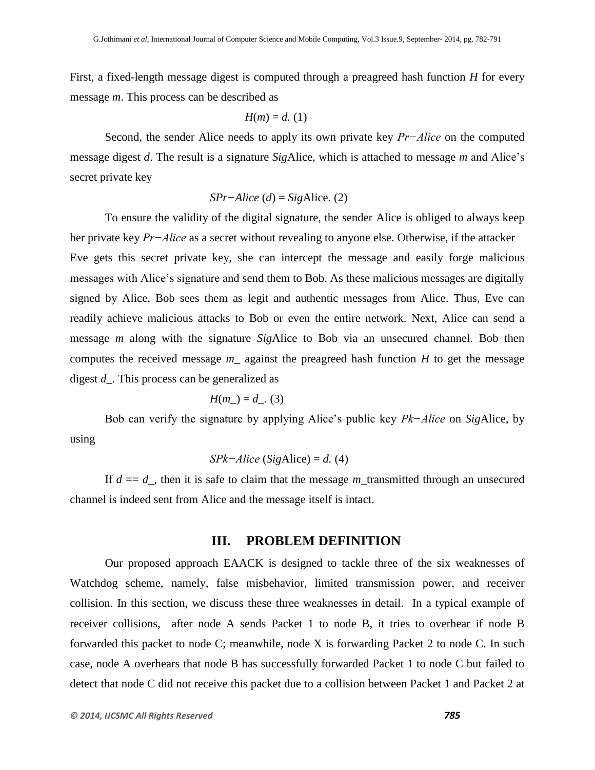First, a fixed-length message digest is computed through a preagreed hash function $H$ for every message $m$. This process can be described as

$$H(m) = d. \ (1)$$

Second, the sender Alice needs to apply its own private key $Pr{-}Alice$ on the computed message digest $d$. The result is a signature $Sig$Alice, which is attached to message $m$ and Alice's secret private key

$$SPr{-}Alice\ (d) = Sig\text{Alice}. \ (2)$$

To ensure the validity of the digital signature, the sender Alice is obliged to always keep her private key $Pr{-}Alice$ as a secret without revealing to anyone else. Otherwise, if the attacker Eve gets this secret private key, she can intercept the message and easily forge malicious messages with Alice's signature and send them to Bob. As these malicious messages are digitally signed by Alice, Bob sees them as legit and authentic messages from Alice. Thus, Eve can readily achieve malicious attacks to Bob or even the entire network. Next, Alice can send a message $m$ along with the signature $Sig$Alice to Bob via an unsecured channel. Bob then computes the received message $m\_$ against the preagreed hash function $H$ to get the message digest $d\_$. This process can be generalized as

$$H(m\_) = d\_. \ (3)$$

Bob can verify the signature by applying Alice's public key $Pk{-}Alice$ on $Sig$Alice, by using

$$SPk{-}Alice\ (Sig\text{Alice}) = d. \ (4)$$

If $d == d\_$, then it is safe to claim that the message $m\_$transmitted through an unsecured channel is indeed sent from Alice and the message itself is intact.

## III. PROBLEM DEFINITION

Our proposed approach EAACK is designed to tackle three of the six weaknesses of Watchdog scheme, namely, false misbehavior, limited transmission power, and receiver collision. In this section, we discuss these three weaknesses in detail. In a typical example of receiver collisions, after node A sends Packet 1 to node B, it tries to overhear if node B forwarded this packet to node C; meanwhile, node X is forwarding Packet 2 to node C. In such case, node A overhears that node B has successfully forwarded Packet 1 to node C but failed to detect that node C did not receive this packet due to a collision between Packet 1 and Packet 2 at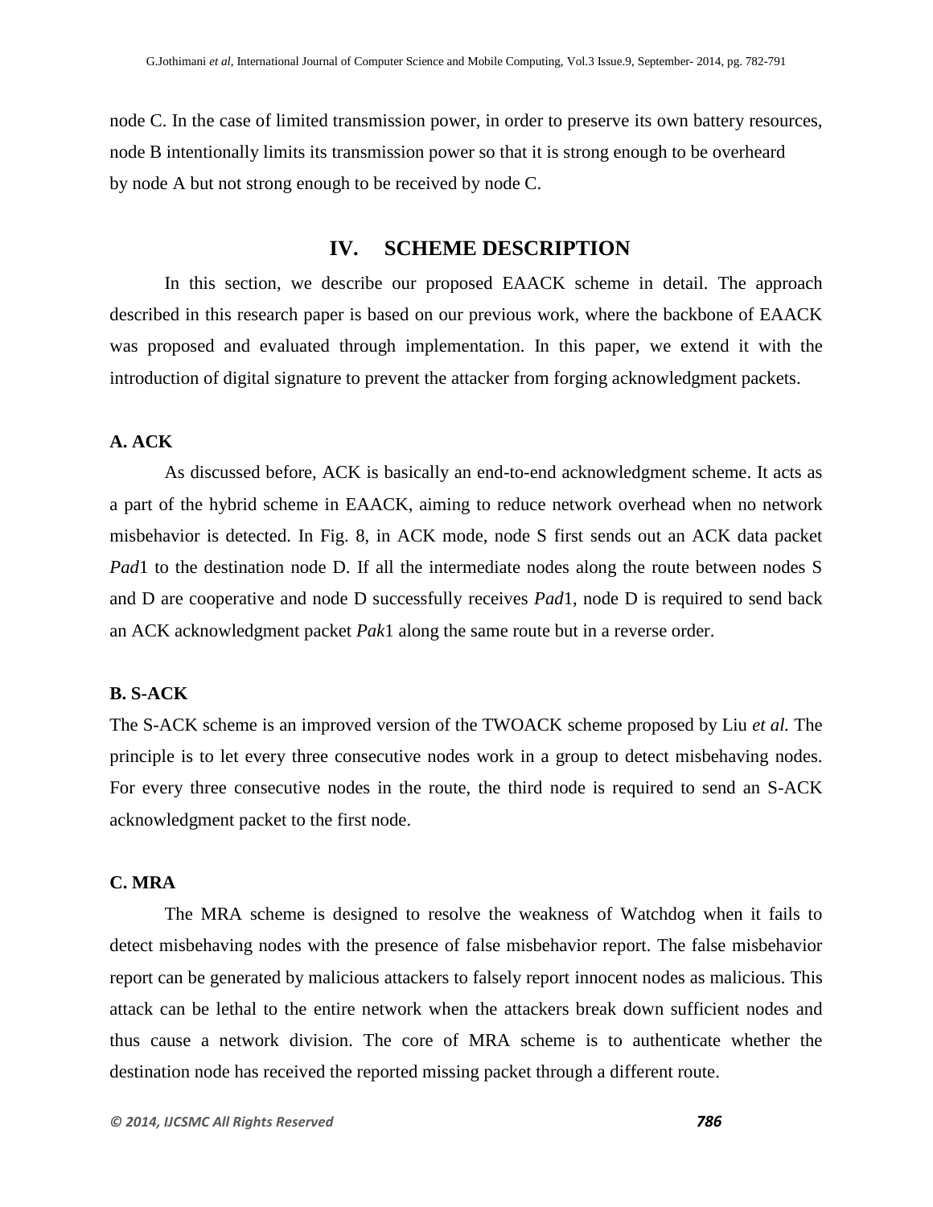node C. In the case of limited transmission power, in order to preserve its own battery resources, node B intentionally limits its transmission power so that it is strong enough to be overheard by node A but not strong enough to be received by node C.

## IV. SCHEME DESCRIPTION

In this section, we describe our proposed EAACK scheme in detail. The approach described in this research paper is based on our previous work, where the backbone of EAACK was proposed and evaluated through implementation. In this paper, we extend it with the introduction of digital signature to prevent the attacker from forging acknowledgment packets.

### A. ACK

As discussed before, ACK is basically an end-to-end acknowledgment scheme. It acts as a part of the hybrid scheme in EAACK, aiming to reduce network overhead when no network misbehavior is detected. In Fig. 8, in ACK mode, node S first sends out an ACK data packet *Pad*1 to the destination node D. If all the intermediate nodes along the route between nodes S and D are cooperative and node D successfully receives *Pad*1, node D is required to send back an ACK acknowledgment packet *Pak*1 along the same route but in a reverse order.

### B. S-ACK

The S-ACK scheme is an improved version of the TWOACK scheme proposed by Liu *et al.* The principle is to let every three consecutive nodes work in a group to detect misbehaving nodes. For every three consecutive nodes in the route, the third node is required to send an S-ACK acknowledgment packet to the first node.

### C. MRA

The MRA scheme is designed to resolve the weakness of Watchdog when it fails to detect misbehaving nodes with the presence of false misbehavior report. The false misbehavior report can be generated by malicious attackers to falsely report innocent nodes as malicious. This attack can be lethal to the entire network when the attackers break down sufficient nodes and thus cause a network division. The core of MRA scheme is to authenticate whether the destination node has received the reported missing packet through a different route.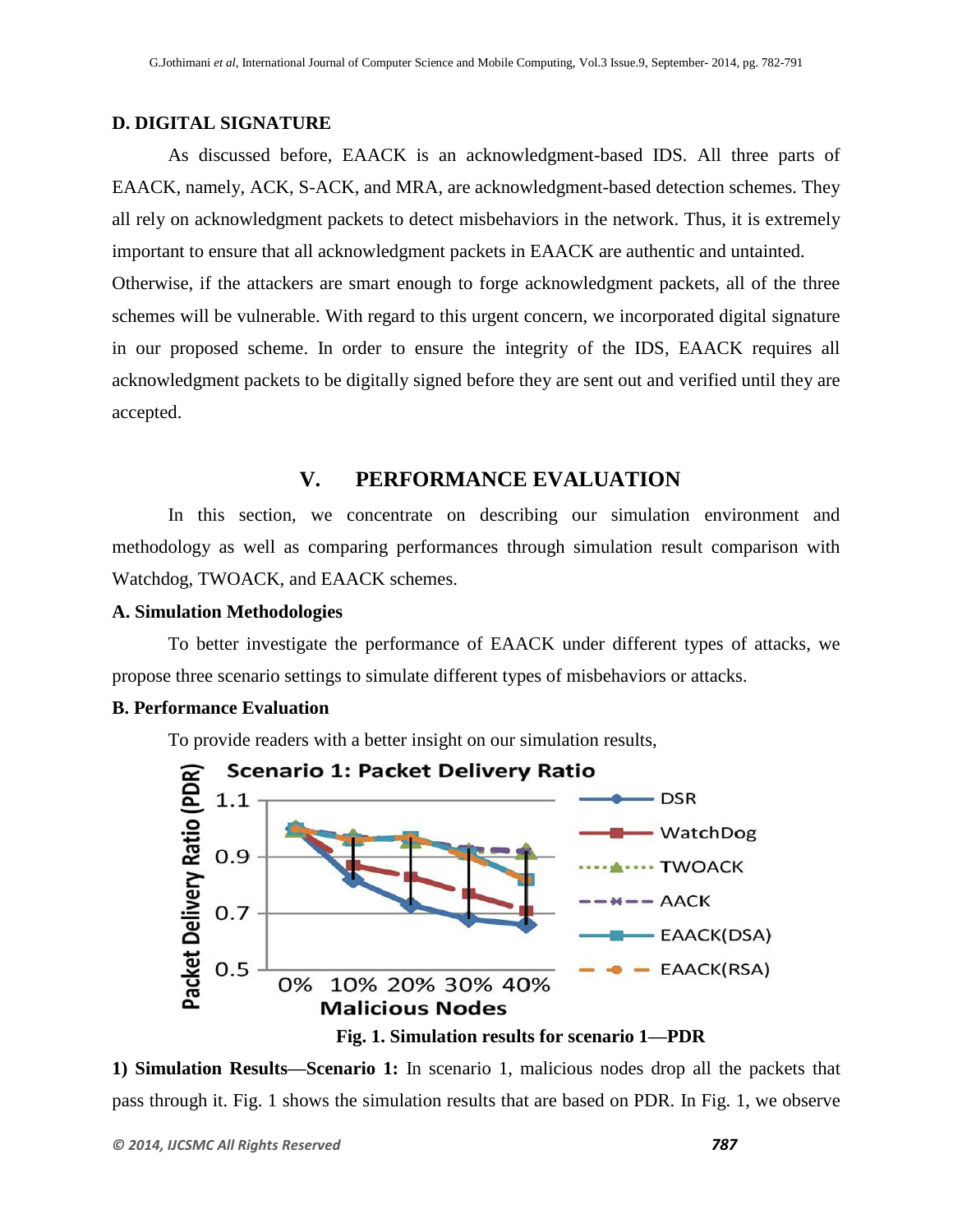### D. DIGITAL SIGNATURE

As discussed before, EAACK is an acknowledgment-based IDS. All three parts of EAACK, namely, ACK, S-ACK, and MRA, are acknowledgment-based detection schemes. They all rely on acknowledgment packets to detect misbehaviors in the network. Thus, it is extremely important to ensure that all acknowledgment packets in EAACK are authentic and untainted. Otherwise, if the attackers are smart enough to forge acknowledgment packets, all of the three schemes will be vulnerable. With regard to this urgent concern, we incorporated digital signature in our proposed scheme. In order to ensure the integrity of the IDS, EAACK requires all acknowledgment packets to be digitally signed before they are sent out and verified until they are accepted.

## V. PERFORMANCE EVALUATION

In this section, we concentrate on describing our simulation environment and methodology as well as comparing performances through simulation result comparison with Watchdog, TWOACK, and EAACK schemes.

### A. Simulation Methodologies

To better investigate the performance of EAACK under different types of attacks, we propose three scenario settings to simulate different types of misbehaviors or attacks.

### B. Performance Evaluation

To provide readers with a better insight on our simulation results,

Fig. 1. Simulation results for scenario 1—PDR

**1) Simulation Results—Scenario 1:** In scenario 1, malicious nodes drop all the packets that pass through it. Fig. 1 shows the simulation results that are based on PDR. In Fig. 1, we observe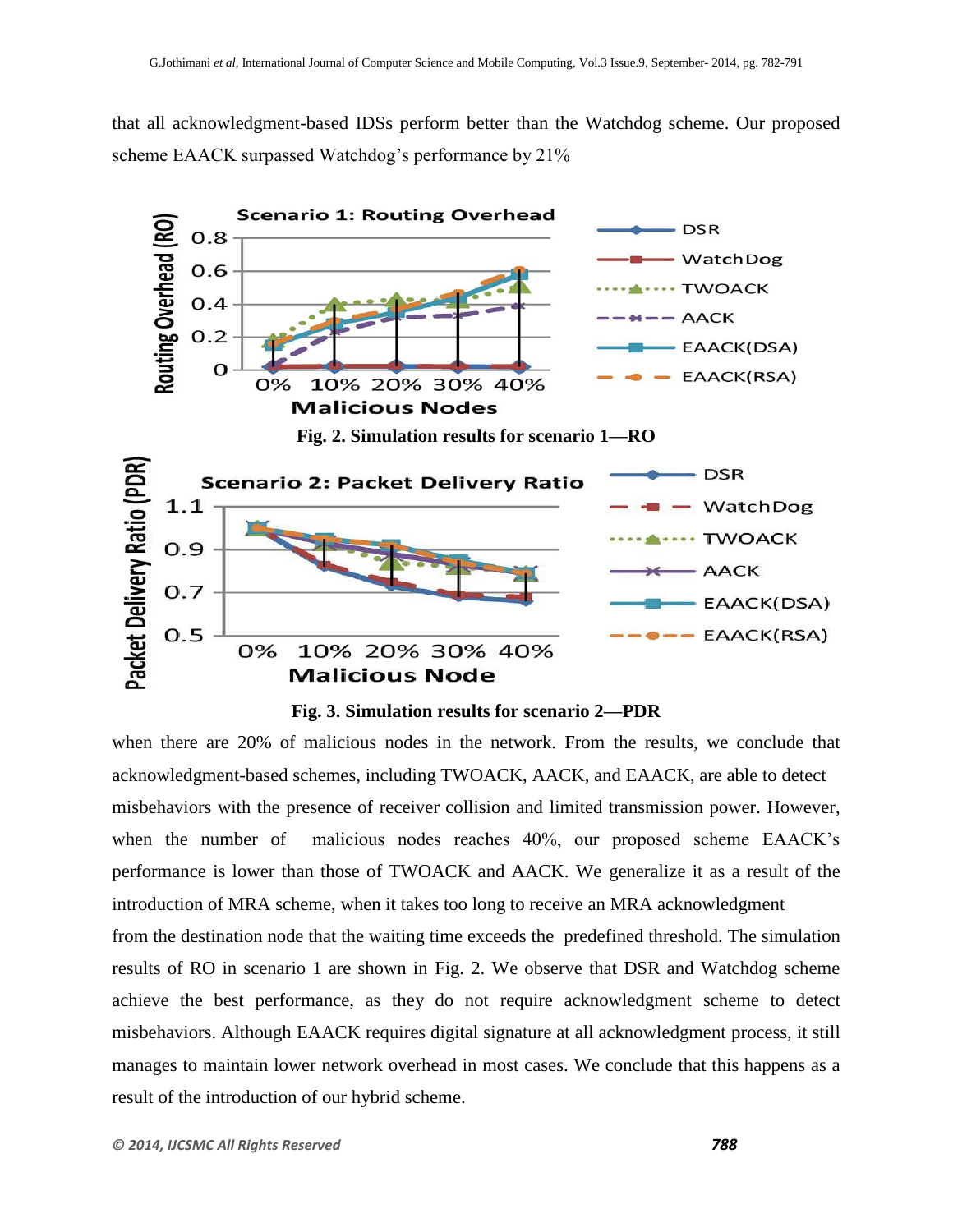that all acknowledgment-based IDSs perform better than the Watchdog scheme. Our proposed scheme EAACK surpassed Watchdog's performance by 21%

Fig. 2. Simulation results for scenario 1—RO

Fig. 3. Simulation results for scenario 2—PDR

when there are 20% of malicious nodes in the network. From the results, we conclude that acknowledgment-based schemes, including TWOACK, AACK, and EAACK, are able to detect misbehaviors with the presence of receiver collision and limited transmission power. However, when the number of malicious nodes reaches 40%, our proposed scheme EAACK's performance is lower than those of TWOACK and AACK. We generalize it as a result of the introduction of MRA scheme, when it takes too long to receive an MRA acknowledgment from the destination node that the waiting time exceeds the predefined threshold. The simulation results of RO in scenario 1 are shown in Fig. 2. We observe that DSR and Watchdog scheme achieve the best performance, as they do not require acknowledgment scheme to detect misbehaviors. Although EAACK requires digital signature at all acknowledgment process, it still manages to maintain lower network overhead in most cases. We conclude that this happens as a result of the introduction of our hybrid scheme.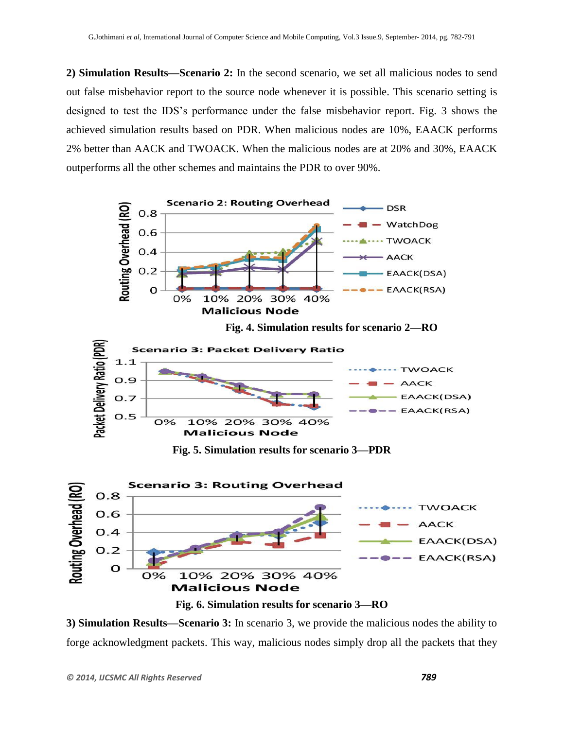**2) Simulation Results—Scenario 2:** In the second scenario, we set all malicious nodes to send out false misbehavior report to the source node whenever it is possible. This scenario setting is designed to test the IDS's performance under the false misbehavior report. Fig. 3 shows the achieved simulation results based on PDR. When malicious nodes are 10%, EAACK performs 2% better than AACK and TWOACK. When the malicious nodes are at 20% and 30%, EAACK outperforms all the other schemes and maintains the PDR to over 90%.

**Fig. 4. Simulation results for scenario 2—RO**

**Fig. 5. Simulation results for scenario 3—PDR**

**Fig. 6. Simulation results for scenario 3—RO**

**3) Simulation Results—Scenario 3:** In scenario 3, we provide the malicious nodes the ability to forge acknowledgment packets. This way, malicious nodes simply drop all the packets that they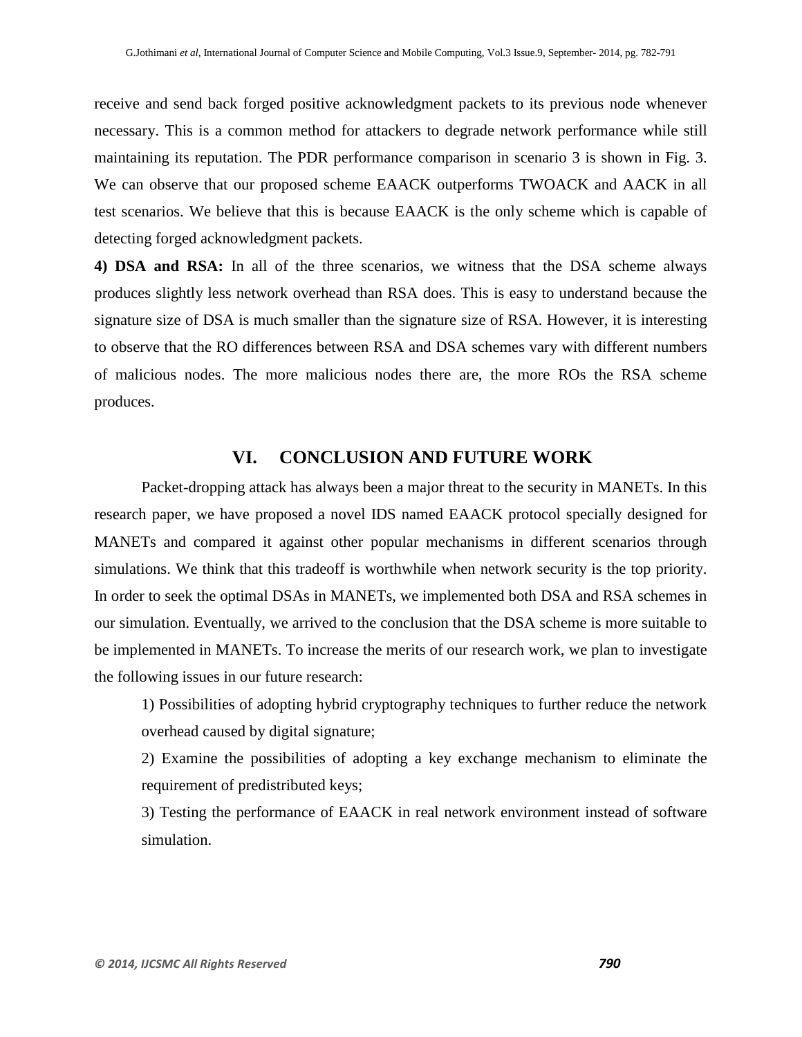receive and send back forged positive acknowledgment packets to its previous node whenever necessary. This is a common method for attackers to degrade network performance while still maintaining its reputation. The PDR performance comparison in scenario 3 is shown in Fig. 3. We can observe that our proposed scheme EAACK outperforms TWOACK and AACK in all test scenarios. We believe that this is because EAACK is the only scheme which is capable of detecting forged acknowledgment packets.

**4) DSA and RSA:** In all of the three scenarios, we witness that the DSA scheme always produces slightly less network overhead than RSA does. This is easy to understand because the signature size of DSA is much smaller than the signature size of RSA. However, it is interesting to observe that the RO differences between RSA and DSA schemes vary with different numbers of malicious nodes. The more malicious nodes there are, the more ROs the RSA scheme produces.

## VI. CONCLUSION AND FUTURE WORK

Packet-dropping attack has always been a major threat to the security in MANETs. In this research paper, we have proposed a novel IDS named EAACK protocol specially designed for MANETs and compared it against other popular mechanisms in different scenarios through simulations. We think that this tradeoff is worthwhile when network security is the top priority. In order to seek the optimal DSAs in MANETs, we implemented both DSA and RSA schemes in our simulation. Eventually, we arrived to the conclusion that the DSA scheme is more suitable to be implemented in MANETs. To increase the merits of our research work, we plan to investigate the following issues in our future research:

1) Possibilities of adopting hybrid cryptography techniques to further reduce the network overhead caused by digital signature;

2) Examine the possibilities of adopting a key exchange mechanism to eliminate the requirement of predistributed keys;

3) Testing the performance of EAACK in real network environment instead of software simulation.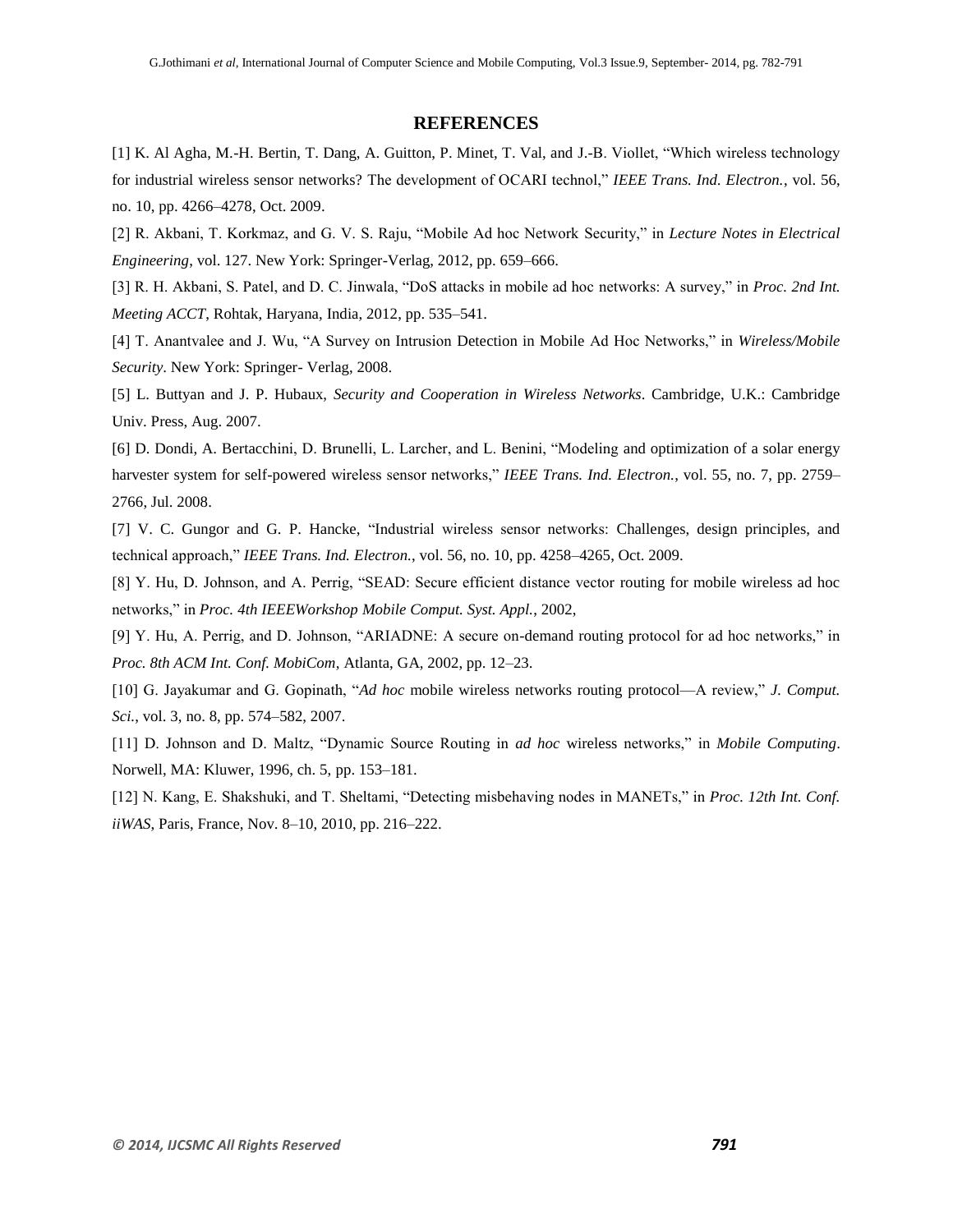## REFERENCES

[1] K. Al Agha, M.-H. Bertin, T. Dang, A. Guitton, P. Minet, T. Val, and J.-B. Viollet, "Which wireless technology for industrial wireless sensor networks? The development of OCARI technol," *IEEE Trans. Ind. Electron.*, vol. 56, no. 10, pp. 4266–4278, Oct. 2009.

[2] R. Akbani, T. Korkmaz, and G. V. S. Raju, "Mobile Ad hoc Network Security," in *Lecture Notes in Electrical Engineering*, vol. 127. New York: Springer-Verlag, 2012, pp. 659–666.

[3] R. H. Akbani, S. Patel, and D. C. Jinwala, "DoS attacks in mobile ad hoc networks: A survey," in *Proc. 2nd Int. Meeting ACCT*, Rohtak, Haryana, India, 2012, pp. 535–541.

[4] T. Anantvalee and J. Wu, "A Survey on Intrusion Detection in Mobile Ad Hoc Networks," in *Wireless/Mobile Security*. New York: Springer- Verlag, 2008.

[5] L. Buttyan and J. P. Hubaux, *Security and Cooperation in Wireless Networks*. Cambridge, U.K.: Cambridge Univ. Press, Aug. 2007.

[6] D. Dondi, A. Bertacchini, D. Brunelli, L. Larcher, and L. Benini, "Modeling and optimization of a solar energy harvester system for self-powered wireless sensor networks," *IEEE Trans. Ind. Electron.*, vol. 55, no. 7, pp. 2759–2766, Jul. 2008.

[7] V. C. Gungor and G. P. Hancke, "Industrial wireless sensor networks: Challenges, design principles, and technical approach," *IEEE Trans. Ind. Electron.*, vol. 56, no. 10, pp. 4258–4265, Oct. 2009.

[8] Y. Hu, D. Johnson, and A. Perrig, "SEAD: Secure efficient distance vector routing for mobile wireless ad hoc networks," in *Proc. 4th IEEEWorkshop Mobile Comput. Syst. Appl.*, 2002,

[9] Y. Hu, A. Perrig, and D. Johnson, "ARIADNE: A secure on-demand routing protocol for ad hoc networks," in *Proc. 8th ACM Int. Conf. MobiCom*, Atlanta, GA, 2002, pp. 12–23.

[10] G. Jayakumar and G. Gopinath, "*Ad hoc* mobile wireless networks routing protocol—A review," *J. Comput. Sci.*, vol. 3, no. 8, pp. 574–582, 2007.

[11] D. Johnson and D. Maltz, "Dynamic Source Routing in *ad hoc* wireless networks," in *Mobile Computing*. Norwell, MA: Kluwer, 1996, ch. 5, pp. 153–181.

[12] N. Kang, E. Shakshuki, and T. Sheltami, "Detecting misbehaving nodes in MANETs," in *Proc. 12th Int. Conf. iiWAS*, Paris, France, Nov. 8–10, 2010, pp. 216–222.